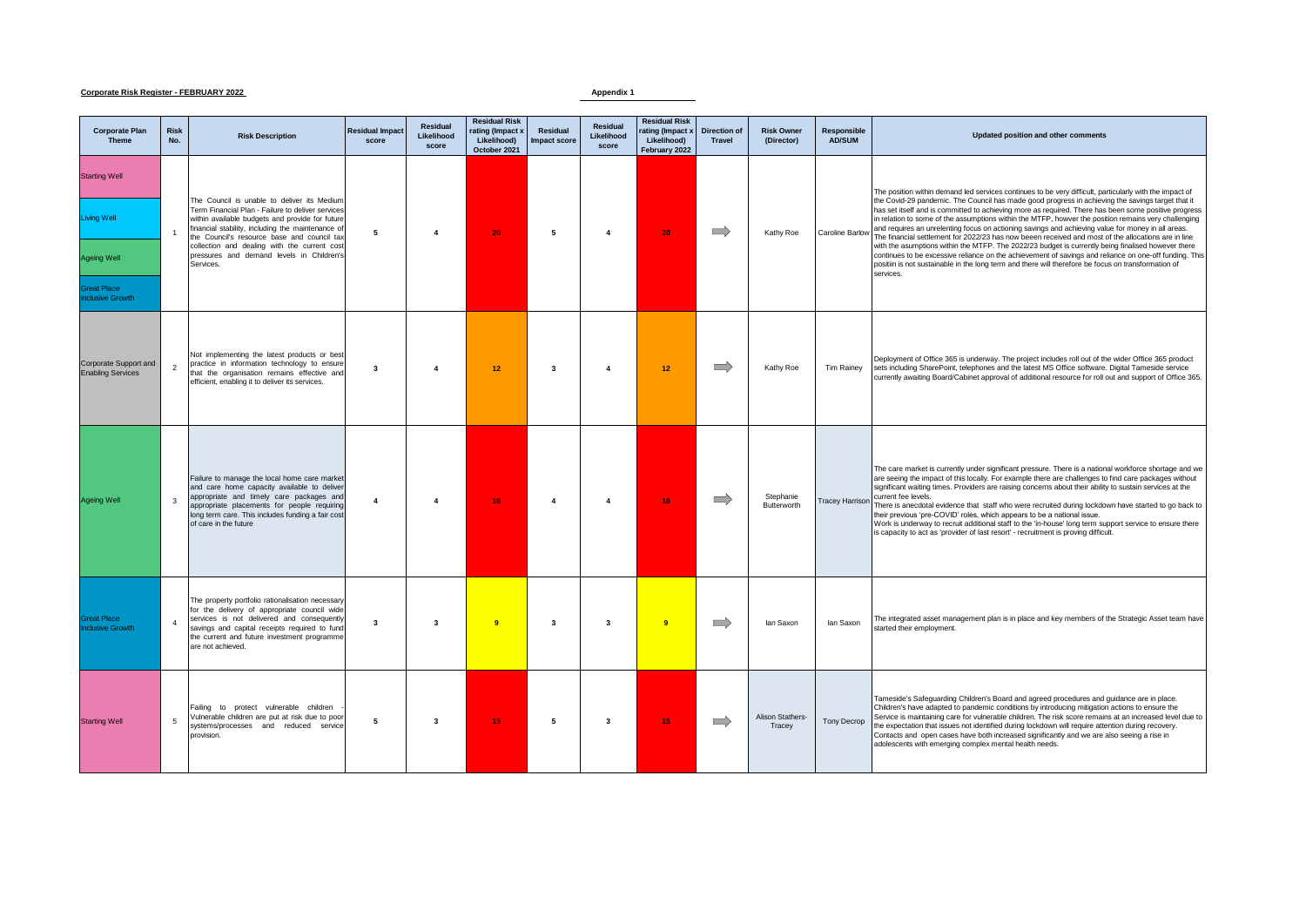**Corporate Risk Register - FEBRUARY 2022**

**Appendix 1**

| Corporate Plan Theme | Risk No. | Risk Description | Residual Impact score | Residual Likelihood score | Residual Risk rating (Impact x Likelihood) October 2021 | Residual Impact score | Residual Likelihood score | Residual Risk rating (Impact x Likelihood) February 2022 | Direction of Travel | Risk Owner (Director) | Responsible AD/SUM | Updated position and other comments |
|---|---|---|---|---|---|---|---|---|---|---|---|---|
| Starting Well<br>Living Well<br>Ageing Well<br>Great Place Inclusive Growth | 1 | The Council is unable to deliver its Medium Term Financial Plan - Failure to deliver services within available budgets and provide for future financial stability, including the maintenance of the Council's resource base and council tax collection and dealing with the current cost pressures and demand levels in Children's Services. | 5 | 4 | 20 | 5 | 4 | 20 | ⇨ | Kathy Roe | Caroline Barlow | The position within demand led services continues to be very difficult, particularly with the impact of the Covid-29 pandemic. The Council has made good progress in achieving the savings target that it has set itself and is committed to achieving more as required. There has been some positive progress in relation to some of the assumptions within the MTFP, howver the position remains very challenging and requires an unrelenting focus on actioning savings and achieving value for money in all areas. The financial settlement for 2022/23 has now beeen received and most of the allocations are in line with the assumptions within the MTFP. The 2022/23 budget is currently being finalised however there continues to be excessive reliance on the achievement of savings and reliance on one-off funding. This positiin is not sustainable in the long term and there will therefore be focus on transformation of services. |
| Corporate Support and Enabling Services | 2 | Not implementing the latest products or best practice in information technology to ensure that the organisation remains effective and efficient, enabling it to deliver its services. | 3 | 4 | 12 | 3 | 4 | 12 | ⇨ | Kathy Roe | Tim Rainey | Deployment of Office 365 is underway. The project includes roll out of the wider Office 365 product sets including SharePoint, telephones and the latest MS Office software. Digital Tameside service currently awaiting Board/Cabinet approval of additional resource for roll out and support of Office 365. |
| Ageing Well | 3 | Failure to manage the local home care market and care home capacity available to deliver appropriate and timely care packages and appropriate placements for people requiring long term care. This includes funding a fair cost of care in the future | 4 | 4 | 16 | 4 | 4 | 16 | ⇨ | Stephanie Butterworth | Tracey Harrison | The care market is currently under significant pressure. There is a national workforce shortage and we are seeing the impact of this locally. For example there are challenges to find care packages without significant waiting times. Providers are raising concerns about their ability to sustain services at the current fee levels.<br>There is anecdotal evidence that staff who were recruited during lockdown have started to go back to their previous 'pre-COVID' roles, which appears to be a national issue.<br>Work is underway to recruit additional staff to the 'in-house' long term support service to ensure there is capacity to act as 'provider of last resort' - recruitment is proving difficult. |
| Great Place Inclusive Growth | 4 | The property portfolio rationalisation necessary for the delivery of appropriate council wide services is not delivered and consequently savings and capital receipts required to fund the current and future investment programme are not achieved. | 3 | 3 | 9 | 3 | 3 | 9 | ⇨ | Ian Saxon | Ian Saxon | The integrated asset management plan is in place and key members of the Strategic Asset team have started their employment. |
| Starting Well | 5 | Failing to protect vulnerable children - Vulnerable children are put at risk due to poor systems/processes and reduced service provision. | 5 | 3 | 15 | 5 | 3 | 15 | ⇨ | Alison Stathers-Tracey | Tony Decrop | Tameside's Safeguarding Children's Board and agreed procedures and guidance are in place. Children's have adapted to pandemic conditions by introducing mitigation actions to ensure the Service is maintaining care for vulnerable children. The risk score remains at an increased level due to the expectation that issues not identified during lockdown will require attention during recovery. Contacts and open cases have both increased significantly and we are also seeing a rise in adolescents with emerging complex mental health needs. |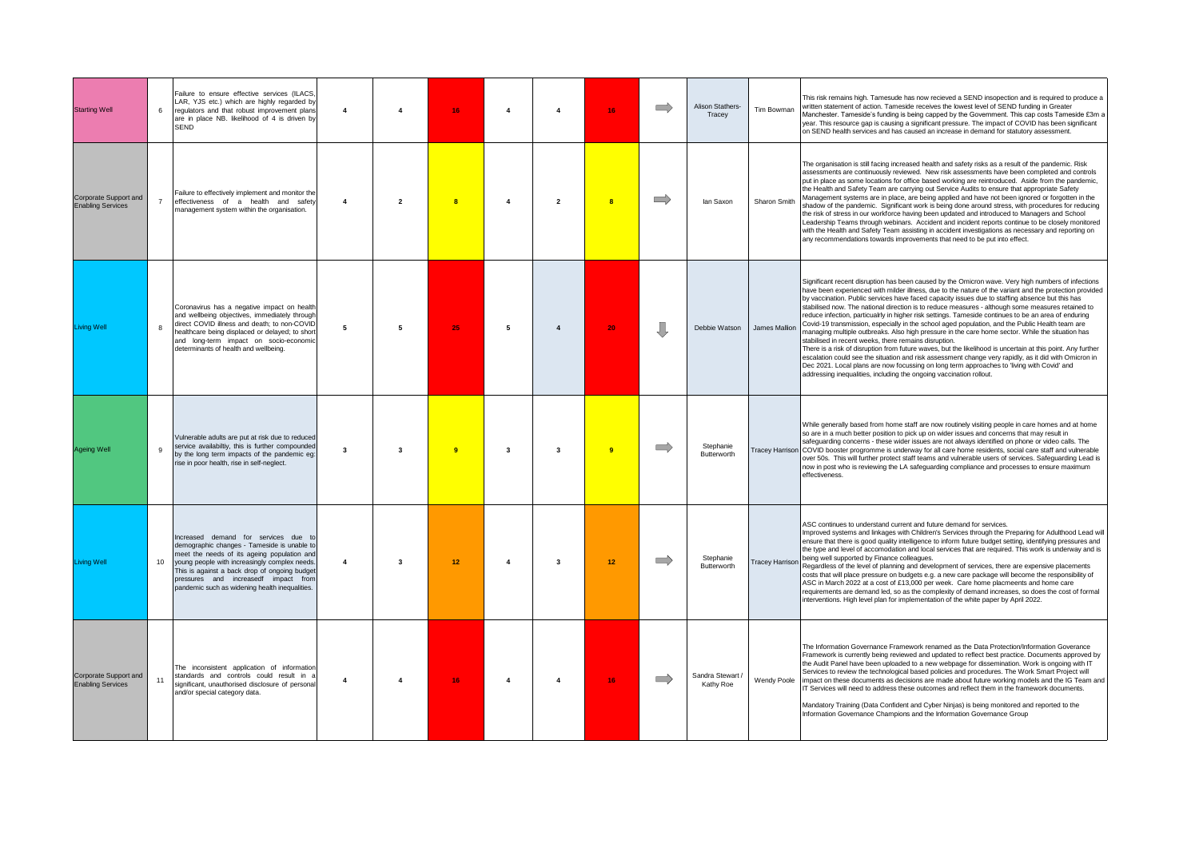| | | | | | | | | | | | | |
|---|---|---|---|---|---|---|---|---|---|---|---|---|
| Starting Well | 6 | Failure to ensure effective services (ILACS, LAR, YJS etc.) which are highly regarded by regulators and that robust improvement plans are in place NB. likelihood of 4 is driven by SEND | 4 | 4 | 16 | 4 | 4 | 16 | ➡ | Alison Stathers-Tracey | Tim Bowman | This risk remains high. Tamesude has now recieved a SEND insopection and is required to produce a written statement of action. Tameside receives the lowest level of SEND funding in Greater Manchester. Tameside's funding is being capped by the Government. This cap costs Tameside £3m a year. This resource gap is causing a significant pressure. The impact of COVID has been significant on SEND health services and has caused an increase in demand for statutory assessment. |
| Corporate Support and Enabling Services | 7 | Failure to effectively implement and monitor the effectiveness of a health and safety management system within the organisation. | 4 | 2 | 8 | 4 | 2 | 8 | ➡ | Ian Saxon | Sharon Smith | The organisation is still facing increased health and safety risks as a result of the pandemic. Risk assessments are continuously reviewed. New risk assessments have been completed and controls put in place as some locations for office based working are reintroduced. Aside from the pandemic, the Health and Safety Team are carrying out Service Audits to ensure that appropriate Safety Management systems are in place, are being applied and have not been ignored or forgotten in the shadow of the pandemic. Significant work is being done around stress, with procedures for reducing the risk of stress in our workforce having been updated and introduced to Managers and School Leadership Teams through webinars. Accident and incident reports continue to be closely monitored with the Health and Safety Team assisting in accident investigations as necessary and reporting on any recommendations towards improvements that need to be put into effect. |
| Living Well | 8 | Coronavirus has a negative impact on health and wellbeing objectives, immediately through direct COVID illness and death; to non-COVID healthcare being displaced or delayed; to short and long-term impact on socio-economic determinants of health and wellbeing. | 5 | 5 | 25 | 5 | 4 | 20 | ⬇ | Debbie Watson | James Mallion | Significant recent disruption has been caused by the Omicron wave. Very high numbers of infections have been experienced with milder illness, due to the nature of the variant and the protection provided by vaccination. Public services have faced capacity issues due to staffing absence but this has stabilised now. The national direction is to reduce measures - although some measures retained to reduce infection, particualrly in higher risk settings. Tameside continues to be an area of enduring Covid-19 transmission, especially in the school aged population, and the Public Health team are managing multiple outbreaks. Also high pressure in the care home sector. While the situation has stabilised in recent weeks, there remains disruption.<br>There is a risk of disruption from future waves, but the likelihood is uncertain at this point. Any further escalation could see the situation and risk assessment change very rapidly, as it did with Omicron in Dec 2021. Local plans are now focussing on long term approaches to 'living with Covid' and addressing inequalities, including the ongoing vaccination rollout. |
| Ageing Well | 9 | Vulnerable adults are put at risk due to reduced service availabiltiy, this is further compounded by the long term impacts of the pandemic eg: rise in poor health, rise in self-neglect. | 3 | 3 | 9 | 3 | 3 | 9 | ➡ | Stephanie Butterworth | Tracey Harrison | While generally based from home staff are now routinely visiting people in care homes and at home so are in a much better position to pick up on wider issues and concerns that may result in safeguarding concerns - these wider issues are not always identified on phone or video calls. The COVID booster progromme is underway for all care home residents, social care staff and vulnerable over 50s. This will further protect staff teams and vulnerable users of services. Safeguarding Lead is now in post who is reviewing the LA safeguarding compliance and processes to ensure maximum effectiveness. |
| Living Well | 10 | Increased demand for services due to demographic changes - Tameside is unable to meet the needs of its ageing population and young people with increasingly complex needs. This is against a back drop of ongoing budget pressures and increasedf impact from pandemic such as widening health inequalities. | 4 | 3 | 12 | 4 | 3 | 12 | ➡ | Stephanie Butterworth | Tracey Harrison | ASC continues to understand current and future demand for services.<br>Improved systems and linkages with Children's Services through the Preparing for Adulthood Lead will ensure that there is good quality intelligence to inform future budget setting, identifying pressures and the type and level of accomodation and local services that are required. This work is underway and is being well supported by Finance colleagues.<br>Regardless of the level of planning and development of services, there are expensive placements costs that will place pressure on budgets e.g. a new care package will become the responsibility of ASC in March 2022 at a cost of £13,000 per week. Care home placmeents and home care requirements are demand led, so as the complexity of demand increases, so does the cost of formal interventions. High level plan for implementation of the white paper by April 2022. |
| Corporate Support and Enabling Services | 11 | The inconsistent application of information standards and controls could result in a significant, unauthorised disclosure of personal and/or special category data. | 4 | 4 | 16 | 4 | 4 | 16 | ➡ | Sandra Stewart / Kathy Roe | Wendy Poole | The Information Governance Framework renamed as the Data Protection/Information Goverance Framework is currently being reviewed and updated to reflect best practice. Documents approved by the Audit Panel have been uploaded to a new webpage for dissemination. Work is ongoing with IT Services to review the technological based policies and procedures. The Work Smart Project will impact on these documents as decisions are made about future working models and the IG Team and IT Services will need to address these outcomes and reflect them in the framework documents.<br><br>Mandatory Training (Data Confident and Cyber Ninjas) is being monitored and reported to the Information Governance Champions and the Information Governance Group |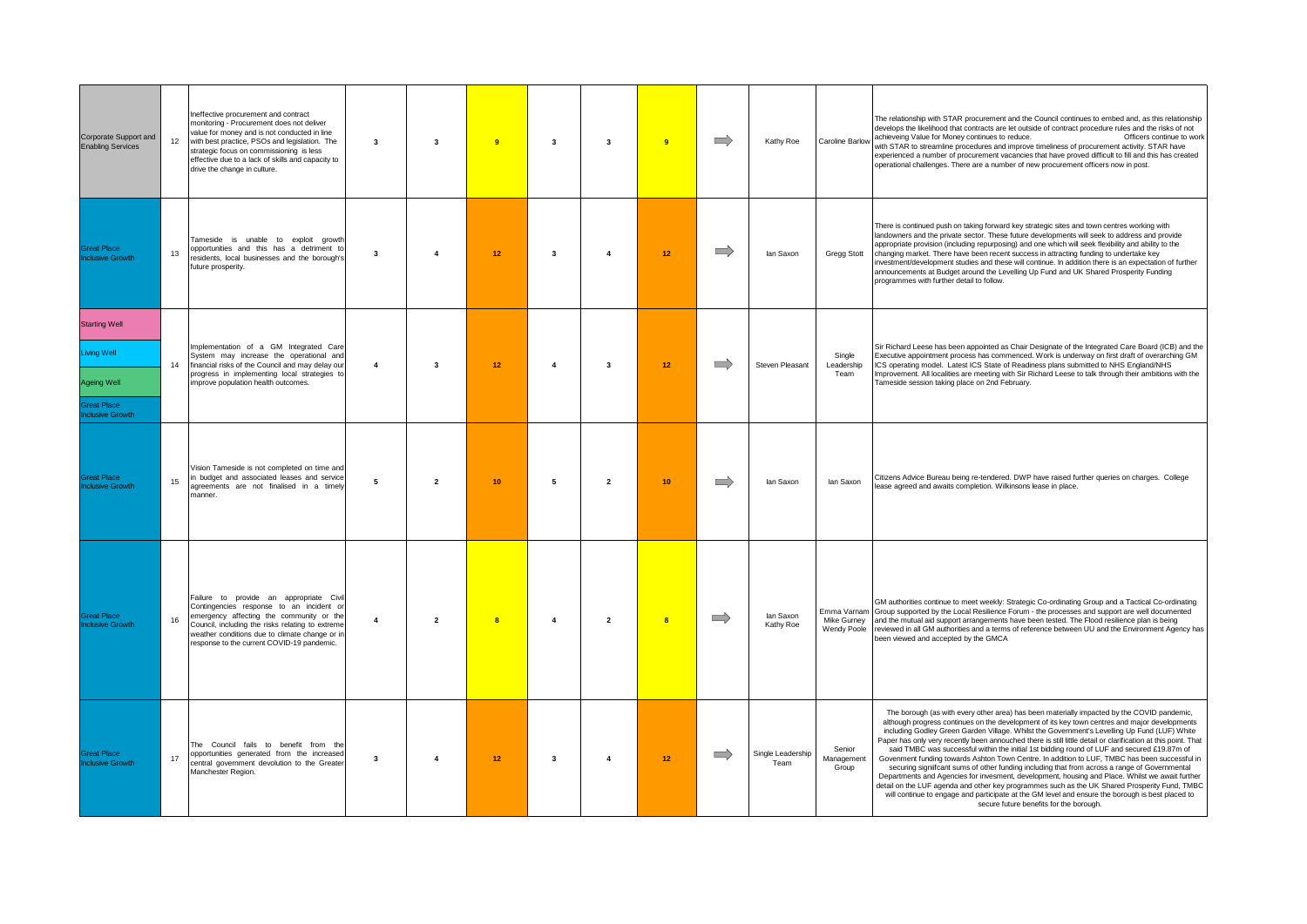| | | | | | | | | | | | | |
|---|---|---|---|---|---|---|---|---|---|---|---|---|
| Corporate Support and Enabling Services | 12 | Ineffective procurement and contract monitoring - Procurement does not deliver value for money and is not conducted in line with best practice, PSOs and legislation. The strategic focus on commissioning is less effective due to a lack of skills and capacity to drive the change in culture. | 3 | 3 | 9 | 3 | 3 | 9 | ⇒ | Kathy Roe | Caroline Barlow | The relationship with STAR procurement and the Council continues to embed and, as this relationship develops the likelihood that contracts are let outside of contract procedure rules and the risks of not achieveing Value for Money continues to reduce. Officers continue to work with STAR to streamline procedures and improve timeliness of procurement activity. STAR have experienced a number of procurement vacancies that have proved difficult to fill and this has created operational challenges. There are a number of new procurement officers now in post. |
| Great Place Inclusive Growth | 13 | Tameside is unable to exploit growth opportunities and this has a detriment to residents, local businesses and the borough's future prosperity. | 3 | 4 | 12 | 3 | 4 | 12 | ⇒ | Ian Saxon | Gregg Stott | There is continued push on taking forward key strategic sites and town centres working with landowners and the private sector. These future developments will seek to address and provide appropriate provision (including repurposing) and one which will seek flexibility and ability to the changing market. There have been recent success in attracting funding to undertake key investment/development studies and these will continue. In addition there is an expectation of further announcements at Budget around the Levelling Up Fund and UK Shared Prosperity Funding programmes with further detail to follow. |
| Starting Well<br>Living Well<br>Ageing Well<br>Great Place Inclusive Growth | 14 | Implementation of a GM Integrated Care System may increase the operational and financial risks of the Council and may delay our progress in implementing local strategies to improve population health outcomes. | 4 | 3 | 12 | 4 | 3 | 12 | ⇒ | Steven Pleasant | Single Leadership Team | Sir Richard Leese has been appointed as Chair Designate of the Integrated Care Board (ICB) and the Executive appointment process has commenced. Work is underway on first draft of overarching GM ICS operating model. Latest ICS State of Readiness plans submitted to NHS England/NHS Improvement. All localities are meeting with Sir Richard Leese to talk through their ambitions with the Tameside session taking place on 2nd February. |
| Great Place Inclusive Growth | 15 | Vision Tameside is not completed on time and in budget and associated leases and service agreements are not finalised in a timely manner. | 5 | 2 | 10 | 5 | 2 | 10 | ⇒ | Ian Saxon | Ian Saxon | Citizens Advice Bureau being re-tendered. DWP have raised further queries on charges. College lease agreed and awaits completion. Wilkinsons lease in place. |
| Great Place Inclusive Growth | 16 | Failure to provide an appropriate Civil Contingencies response to an incident or emergency affecting the community or the Council, including the risks relating to extreme weather conditions due to climate change or in response to the current COVID-19 pandemic. | 4 | 2 | 8 | 4 | 2 | 8 | ⇒ | Ian Saxon<br>Kathy Roe | Emma Varnam<br>Mike Gurney<br>Wendy Poole | GM authorities continue to meet weekly: Strategic Co-ordinating Group and a Tactical Co-ordinating Group supported by the Local Resilience Forum - the processes and support are well documented and the mutual aid support arrangements have been tested. The Flood resilience plan is being reviewed in all GM authorities and a terms of reference between UU and the Environment Agency has been viewed and accepted by the GMCA |
| Great Place Inclusive Growth | 17 | The Council fails to benefit from the opportunities generated from the increased central government devolution to the Greater Manchester Region. | 3 | 4 | 12 | 3 | 4 | 12 | ⇒ | Single Leadership Team | Senior Management Group | The borough (as with every other area) has been materially impacted by the COVID pandemic, although progress continues on the development of its key town centres and major developments including Godley Green Garden Village. Whilst the Government's Levelling Up Fund (LUF) White Paper has only very recently been annouched there is still little detail or clarification at this point. That said TMBC was successful within the initial 1st bidding round of LUF and secured £19.87m of Govenment funding towards Ashton Town Centre. In addition to LUF, TMBC has been successful in securing signifcant sums of other funding including that from across a range of Governmental Departments and Agencies for invesment, development, housing and Place. Whilst we await further detail on the LUF agenda and other key programmes such as the UK Shared Prosperity Fund, TMBC will continue to engage and participate at the GM level and ensure the borough is best placed to secure future benefits for the borough. |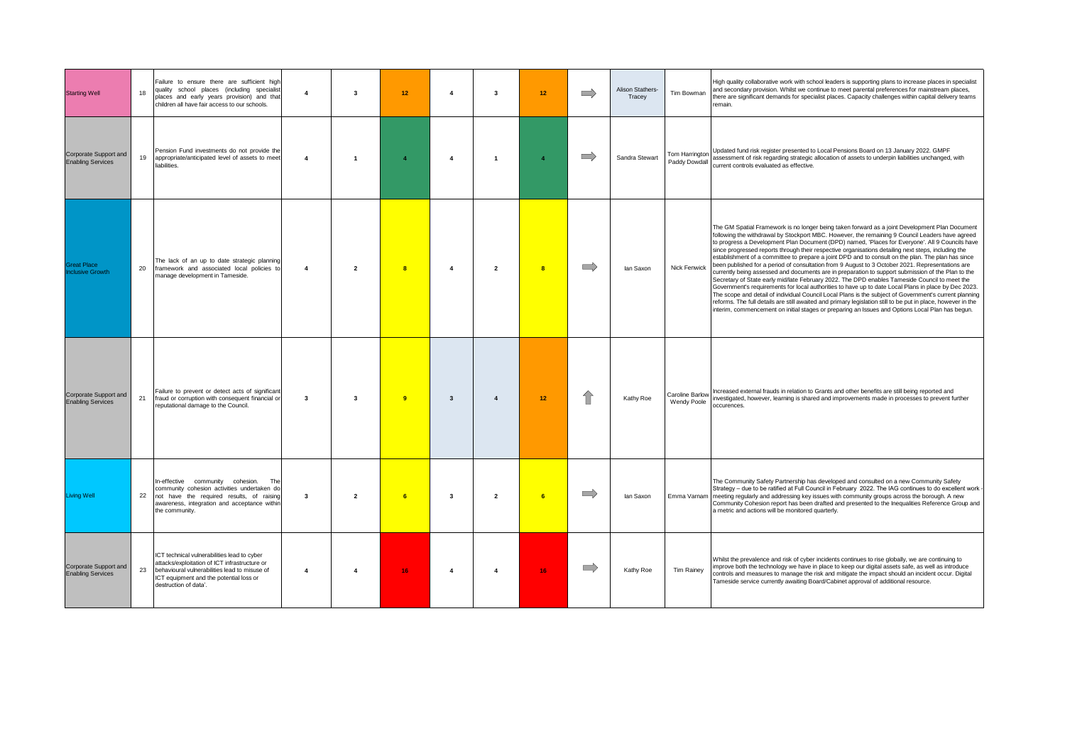| | | | | | | | | | | | | |
|---|---|---|---|---|---|---|---|---|---|---|---|---|
| Starting Well | 18 | Failure to ensure there are sufficient high quality school places (including specialist places and early years provision) and that children all have fair access to our schools. | 4 | 3 | 12 | 4 | 3 | 12 | ➡ | Alison Stathers-Tracey | Tim Bowman | High quality collaborative work with school leaders is supporting plans to increase places in specialist and secondary provision. Whilst we continue to meet parental preferences for mainstream places, there are significant demands for specialist places. Capacity challenges within capital delivery teams remain. |
| Corporate Support and Enabling Services | 19 | Pension Fund investments do not provide the appropriate/anticipated level of assets to meet liabilities. | 4 | 1 | 4 | 4 | 1 | 4 | ➡ | Sandra Stewart | Tom Harrington Paddy Dowdall | Updated fund risk register presented to Local Pensions Board on 13 January 2022. GMPF assessment of risk regarding strategic allocation of assets to underpin liabilities unchanged, with current controls evaluated as effective. |
| Great Place Inclusive Growth | 20 | The lack of an up to date strategic planning framework and associated local policies to manage development in Tameside. | 4 | 2 | 8 | 4 | 2 | 8 | ➡ | Ian Saxon | Nick Fenwick | The GM Spatial Framework is no longer being taken forward as a joint Development Plan Document following the withdrawal by Stockport MBC. However, the remaining 9 Council Leaders have agreed to progress a Development Plan Document (DPD) named, 'Places for Everyone'. All 9 Councils have since progressed reports through their respective organisations detailing next steps, including the establishment of a committee to prepare a joint DPD and to consult on the plan. The plan has since been published for a period of consultation from 9 August to 3 October 2021. Representations are currently being assessed and documents are in preparation to support submission of the Plan to the Secretary of State early mid/late February 2022. The DPD enables Tameside Council to meet the Government's requirements for local authorities to have up to date Local Plans in place by Dec 2023. The scope and detail of individual Council Local Plans is the subject of Government's current planning reforms. The full details are still awaited and primary legislation still to be put in place, however in the interim, commencement on initial stages or preparing an Issues and Options Local Plan has begun. |
| Corporate Support and Enabling Services | 21 | Failure to prevent or detect acts of significant fraud or corruption with consequent financial or reputational damage to the Council. | 3 | 3 | 9 | 3 | 4 | 12 | ⬆ | Kathy Roe | Caroline Barlow Wendy Poole | Increased external frauds in relation to Grants and other benefits are still being reported and investigated, however, learning is shared and improvements made in processes to prevent further occurences. |
| Living Well | 22 | In-effective community cohesion. The community cohesion activities undertaken do not have the required results, of raising awareness, integration and acceptance within the community. | 3 | 2 | 6 | 3 | 2 | 6 | ➡ | Ian Saxon | Emma Varnam | The Community Safety Partnership has developed and consulted on a new Community Safety Strategy – due to be ratified at Full Council in February 2022. The IAG continues to do excellent work - meeting regularly and addressing key issues with community groups across the borough. A new Community Cohesion report has been drafted and presented to the Inequalities Reference Group and a metric and actions will be monitored quarterly. |
| Corporate Support and Enabling Services | 23 | ICT technical vulnerabilities lead to cyber attacks/exploitation of ICT infrastructure or behavioural vulnerabilities lead to misuse of ICT equipment and the potential loss or destruction of data'. | 4 | 4 | 16 | 4 | 4 | 16 | ➡ | Kathy Roe | Tim Rainey | Whilst the prevalence and risk of cyber incidents continues to rise globally, we are continuing to improve both the technology we have in place to keep our digital assets safe, as well as introduce controls and measures to manage the risk and mitigate the impact should an incident occur. Digital Tameside service currently awaiting Board/Cabinet approval of additional resource. |